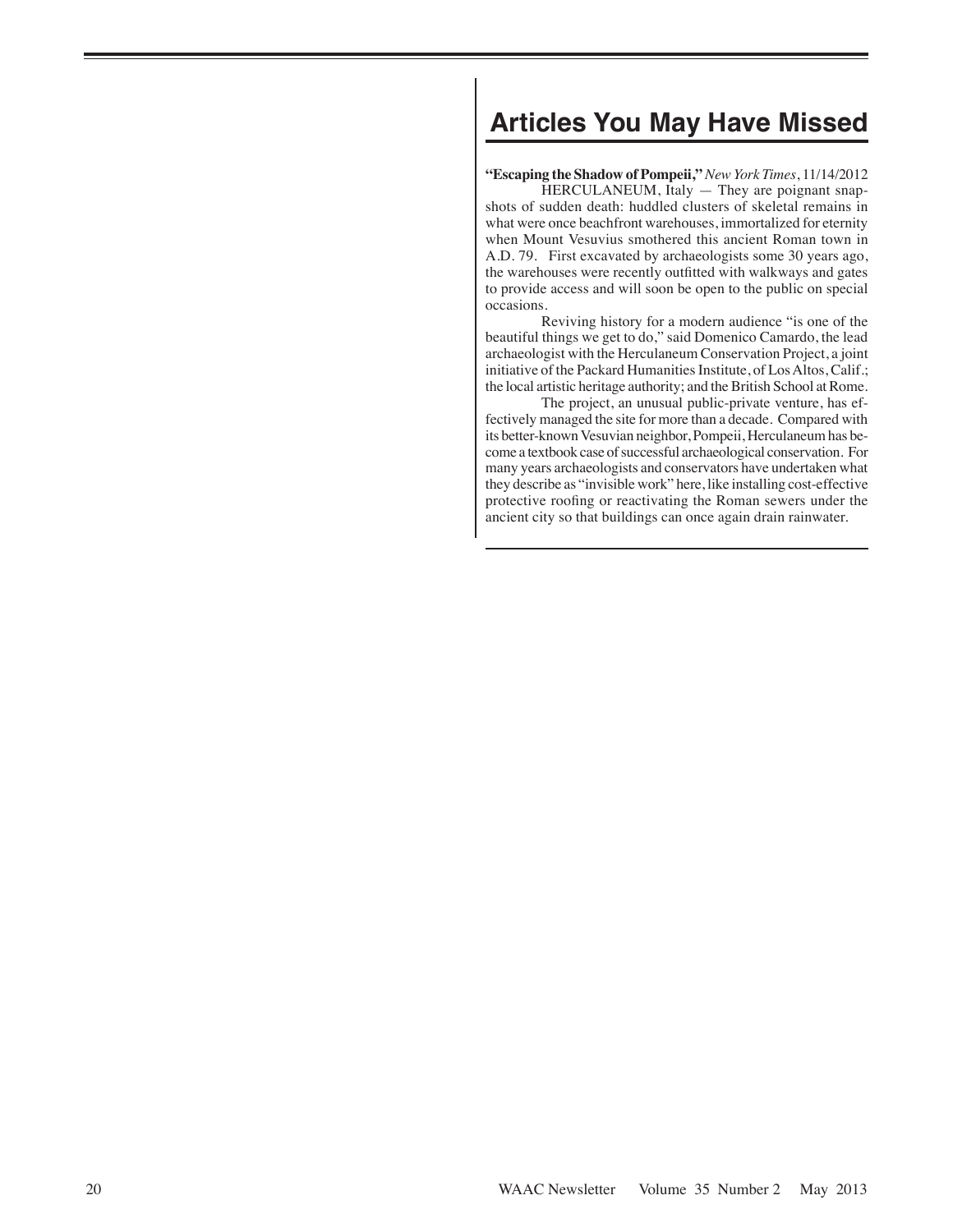# Articles You May Have Missed

**"Escaping the Shadow of Pompeii,"** *New York Times*, 11/14/2012

HERCULANEUM, Italy — They are poignant snapshots of sudden death: huddled clusters of skeletal remains in what were once beachfront warehouses, immortalized for eternity when Mount Vesuvius smothered this ancient Roman town in A.D. 79. First excavated by archaeologists some 30 years ago, the warehouses were recently outfitted with walkways and gates to provide access and will soon be open to the public on special occasions.

Reviving history for a modern audience "is one of the beautiful things we get to do," said Domenico Camardo, the lead archaeologist with the Herculaneum Conservation Project, a joint initiative of the Packard Humanities Institute, of Los Altos, Calif.; the local artistic heritage authority; and the British School at Rome.

The project, an unusual public-private venture, has effectively managed the site for more than a decade. Compared with its better-known Vesuvian neighbor, Pompeii, Herculaneum has become a textbook case of successful archaeological conservation. For many years archaeologists and conservators have undertaken what they describe as "invisible work" here, like installing cost-effective protective roofing or reactivating the Roman sewers under the ancient city so that buildings can once again drain rainwater.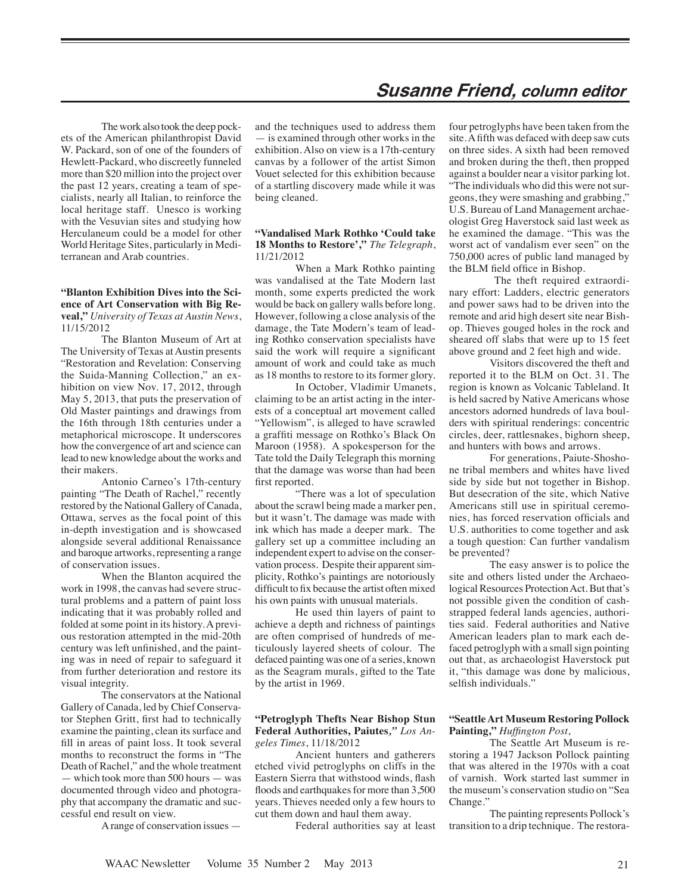## *Susanne Friend, column editor*

The work also took the deep pockets of the American philanthropist David W. Packard, son of one of the founders of Hewlett-Packard, who discreetly funneled more than $20 million into the project over the past 12 years, creating a team of specialists, nearly all Italian, to reinforce the local heritage staff. Unesco is working with the Vesuvian sites and studying how Herculaneum could be a model for other World Heritage Sites, particularly in Mediterranean and Arab countries.

**"Blanton Exhibition Dives into the Science of Art Conservation with Big Reveal,"** *University of Texas at Austin News*, 11/15/2012

The Blanton Museum of Art at The University of Texas at Austin presents "Restoration and Revelation: Conserving the Suida-Manning Collection," an exhibition on view Nov. 17, 2012, through May 5, 2013, that puts the preservation of Old Master paintings and drawings from the 16th through 18th centuries under a metaphorical microscope. It underscores how the convergence of art and science can lead to new knowledge about the works and their makers.

Antonio Carneo's 17th-century painting "The Death of Rachel," recently restored by the National Gallery of Canada, Ottawa, serves as the focal point of this in-depth investigation and is showcased alongside several additional Renaissance and baroque artworks, representing a range of conservation issues.

When the Blanton acquired the work in 1998, the canvas had severe structural problems and a pattern of paint loss indicating that it was probably rolled and folded at some point in its history. A previous restoration attempted in the mid-20th century was left unfinished, and the painting was in need of repair to safeguard it from further deterioration and restore its visual integrity.

The conservators at the National Gallery of Canada, led by Chief Conservator Stephen Gritt, first had to technically examine the painting, clean its surface and fill in areas of paint loss. It took several months to reconstruct the forms in "The Death of Rachel," and the whole treatment — which took more than 500 hours — was documented through video and photography that accompany the dramatic and successful end result on view.

A range of conservation issues — and the techniques used to address them — is examined through other works in the exhibition. Also on view is a 17th-century canvas by a follower of the artist Simon Vouet selected for this exhibition because of a startling discovery made while it was being cleaned.

**"Vandalised Mark Rothko 'Could take 18 Months to Restore',"** *The Telegraph*, 11/21/2012

When a Mark Rothko painting was vandalised at the Tate Modern last month, some experts predicted the work would be back on gallery walls before long. However, following a close analysis of the damage, the Tate Modern's team of leading Rothko conservation specialists have said the work will require a significant amount of work and could take as much as 18 months to restore to its former glory.

In October, Vladimir Umanets, claiming to be an artist acting in the interests of a conceptual art movement called "Yellowism", is alleged to have scrawled a graffiti message on Rothko's Black On Maroon (1958). A spokesperson for the Tate told the Daily Telegraph this morning that the damage was worse than had been first reported.

"There was a lot of speculation about the scrawl being made a marker pen, but it wasn't. The damage was made with ink which has made a deeper mark. The gallery set up a committee including an independent expert to advise on the conservation process. Despite their apparent simplicity, Rothko's paintings are notoriously difficult to fix because the artist often mixed his own paints with unusual materials.

He used thin layers of paint to achieve a depth and richness of paintings are often comprised of hundreds of meticulously layered sheets of colour. The defaced painting was one of a series, known as the Seagram murals, gifted to the Tate by the artist in 1969.

**"Petroglyph Thefts Near Bishop Stun Federal Authorities, Paiutes,"** *Los Angeles Times*, 11/18/2012

Ancient hunters and gatherers etched vivid petroglyphs on cliffs in the Eastern Sierra that withstood winds, flash floods and earthquakes for more than 3,500 years. Thieves needed only a few hours to cut them down and haul them away.

Federal authorities say at least four petroglyphs have been taken from the site. A fifth was defaced with deep saw cuts on three sides. A sixth had been removed and broken during the theft, then propped against a boulder near a visitor parking lot. "The individuals who did this were not surgeons, they were smashing and grabbing," U.S. Bureau of Land Management archaeologist Greg Haverstock said last week as he examined the damage. "This was the worst act of vandalism ever seen" on the 750,000 acres of public land managed by the BLM field office in Bishop.

The theft required extraordinary effort: Ladders, electric generators and power saws had to be driven into the remote and arid high desert site near Bishop. Thieves gouged holes in the rock and sheared off slabs that were up to 15 feet above ground and 2 feet high and wide.

Visitors discovered the theft and reported it to the BLM on Oct. 31. The region is known as Volcanic Tableland. It is held sacred by Native Americans whose ancestors adorned hundreds of lava boulders with spiritual renderings: concentric circles, deer, rattlesnakes, bighorn sheep, and hunters with bows and arrows.

For generations, Paiute-Shoshone tribal members and whites have lived side by side but not together in Bishop. But desecration of the site, which Native Americans still use in spiritual ceremonies, has forced reservation officials and U.S. authorities to come together and ask a tough question: Can further vandalism be prevented?

The easy answer is to police the site and others listed under the Archaeological Resources Protection Act. But that's not possible given the condition of cash-strapped federal lands agencies, authorities said. Federal authorities and Native American leaders plan to mark each defaced petroglyph with a small sign pointing out that, as archaeologist Haverstock put it, "this damage was done by malicious, selfish individuals."

**"Seattle Art Museum Restoring Pollock Painting,"** *Huffington Post*,

The Seattle Art Museum is restoring a 1947 Jackson Pollock painting that was altered in the 1970s with a coat of varnish. Work started last summer in the museum's conservation studio on "Sea Change."

The painting represents Pollock's transition to a drip technique. The restora-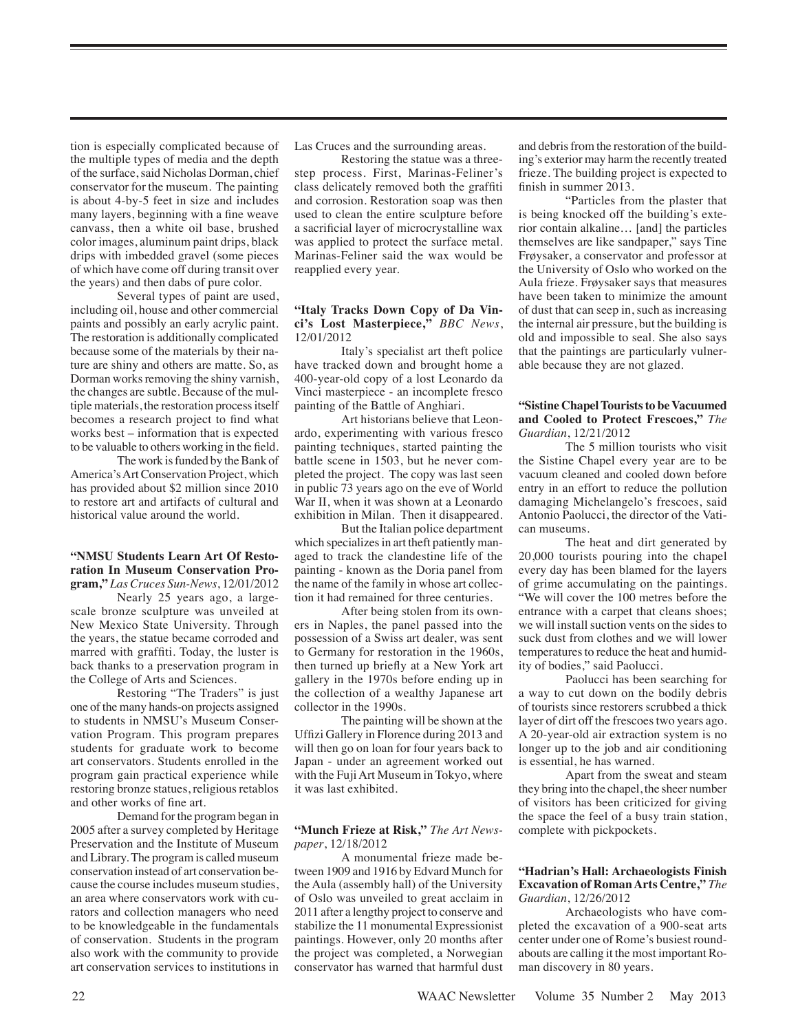tion is especially complicated because of the multiple types of media and the depth of the surface, said Nicholas Dorman, chief conservator for the museum. The painting is about 4-by-5 feet in size and includes many layers, beginning with a fine weave canvass, then a white oil base, brushed color images, aluminum paint drips, black drips with imbedded gravel (some pieces of which have come off during transit over the years) and then dabs of pure color.

Several types of paint are used, including oil, house and other commercial paints and possibly an early acrylic paint. The restoration is additionally complicated because some of the materials by their nature are shiny and others are matte. So, as Dorman works removing the shiny varnish, the changes are subtle. Because of the multiple materials, the restoration process itself becomes a research project to find what works best – information that is expected to be valuable to others working in the field.

The work is funded by the Bank of America's Art Conservation Project, which has provided about $2 million since 2010 to restore art and artifacts of cultural and historical value around the world.

**"NMSU Students Learn Art Of Restoration In Museum Conservation Program,"** *Las Cruces Sun-News*, 12/01/2012

Nearly 25 years ago, a large-scale bronze sculpture was unveiled at New Mexico State University. Through the years, the statue became corroded and marred with graffiti. Today, the luster is back thanks to a preservation program in the College of Arts and Sciences.

Restoring "The Traders" is just one of the many hands-on projects assigned to students in NMSU's Museum Conservation Program. This program prepares students for graduate work to become art conservators. Students enrolled in the program gain practical experience while restoring bronze statues, religious retablos and other works of fine art.

Demand for the program began in 2005 after a survey completed by Heritage Preservation and the Institute of Museum and Library. The program is called museum conservation instead of art conservation because the course includes museum studies, an area where conservators work with curators and collection managers who need to be knowledgeable in the fundamentals of conservation. Students in the program also work with the community to provide art conservation services to institutions in Las Cruces and the surrounding areas.

Restoring the statue was a three-step process. First, Marinas-Feliner's class delicately removed both the graffiti and corrosion. Restoration soap was then used to clean the entire sculpture before a sacrificial layer of microcrystalline wax was applied to protect the surface metal. Marinas-Feliner said the wax would be reapplied every year.

**"Italy Tracks Down Copy of Da Vinci's Lost Masterpiece,"** *BBC News*, 12/01/2012

Italy's specialist art theft police have tracked down and brought home a 400-year-old copy of a lost Leonardo da Vinci masterpiece - an incomplete fresco painting of the Battle of Anghiari.

Art historians believe that Leonardo, experimenting with various fresco painting techniques, started painting the battle scene in 1503, but he never completed the project. The copy was last seen in public 73 years ago on the eve of World War II, when it was shown at a Leonardo exhibition in Milan. Then it disappeared.

But the Italian police department which specializes in art theft patiently managed to track the clandestine life of the painting - known as the Doria panel from the name of the family in whose art collection it had remained for three centuries.

After being stolen from its owners in Naples, the panel passed into the possession of a Swiss art dealer, was sent to Germany for restoration in the 1960s, then turned up briefly at a New York art gallery in the 1970s before ending up in the collection of a wealthy Japanese art collector in the 1990s.

The painting will be shown at the Uffizi Gallery in Florence during 2013 and will then go on loan for four years back to Japan - under an agreement worked out with the Fuji Art Museum in Tokyo, where it was last exhibited.

**"Munch Frieze at Risk,"** *The Art Newspaper*, 12/18/2012

A monumental frieze made between 1909 and 1916 by Edvard Munch for the Aula (assembly hall) of the University of Oslo was unveiled to great acclaim in 2011 after a lengthy project to conserve and stabilize the 11 monumental Expressionist paintings. However, only 20 months after the project was completed, a Norwegian conservator has warned that harmful dust and debris from the restoration of the building's exterior may harm the recently treated frieze. The building project is expected to finish in summer 2013.

"Particles from the plaster that is being knocked off the building's exterior contain alkaline… [and] the particles themselves are like sandpaper," says Tine Frøysaker, a conservator and professor at the University of Oslo who worked on the Aula frieze. Frøysaker says that measures have been taken to minimize the amount of dust that can seep in, such as increasing the internal air pressure, but the building is old and impossible to seal. She also says that the paintings are particularly vulnerable because they are not glazed.

**"Sistine Chapel Tourists to be Vacuumed and Cooled to Protect Frescoes,"** *The Guardian*, 12/21/2012

The 5 million tourists who visit the Sistine Chapel every year are to be vacuum cleaned and cooled down before entry in an effort to reduce the pollution damaging Michelangelo's frescoes, said Antonio Paolucci, the director of the Vatican museums.

The heat and dirt generated by 20,000 tourists pouring into the chapel every day has been blamed for the layers of grime accumulating on the paintings. "We will cover the 100 metres before the entrance with a carpet that cleans shoes; we will install suction vents on the sides to suck dust from clothes and we will lower temperatures to reduce the heat and humidity of bodies," said Paolucci.

Paolucci has been searching for a way to cut down on the bodily debris of tourists since restorers scrubbed a thick layer of dirt off the frescoes two years ago. A 20-year-old air extraction system is no longer up to the job and air conditioning is essential, he has warned.

Apart from the sweat and steam they bring into the chapel, the sheer number of visitors has been criticized for giving the space the feel of a busy train station, complete with pickpockets.

**"Hadrian's Hall: Archaeologists Finish Excavation of Roman Arts Centre,"** *The Guardian*, 12/26/2012

Archaeologists who have completed the excavation of a 900-seat arts center under one of Rome's busiest roundabouts are calling it the most important Roman discovery in 80 years.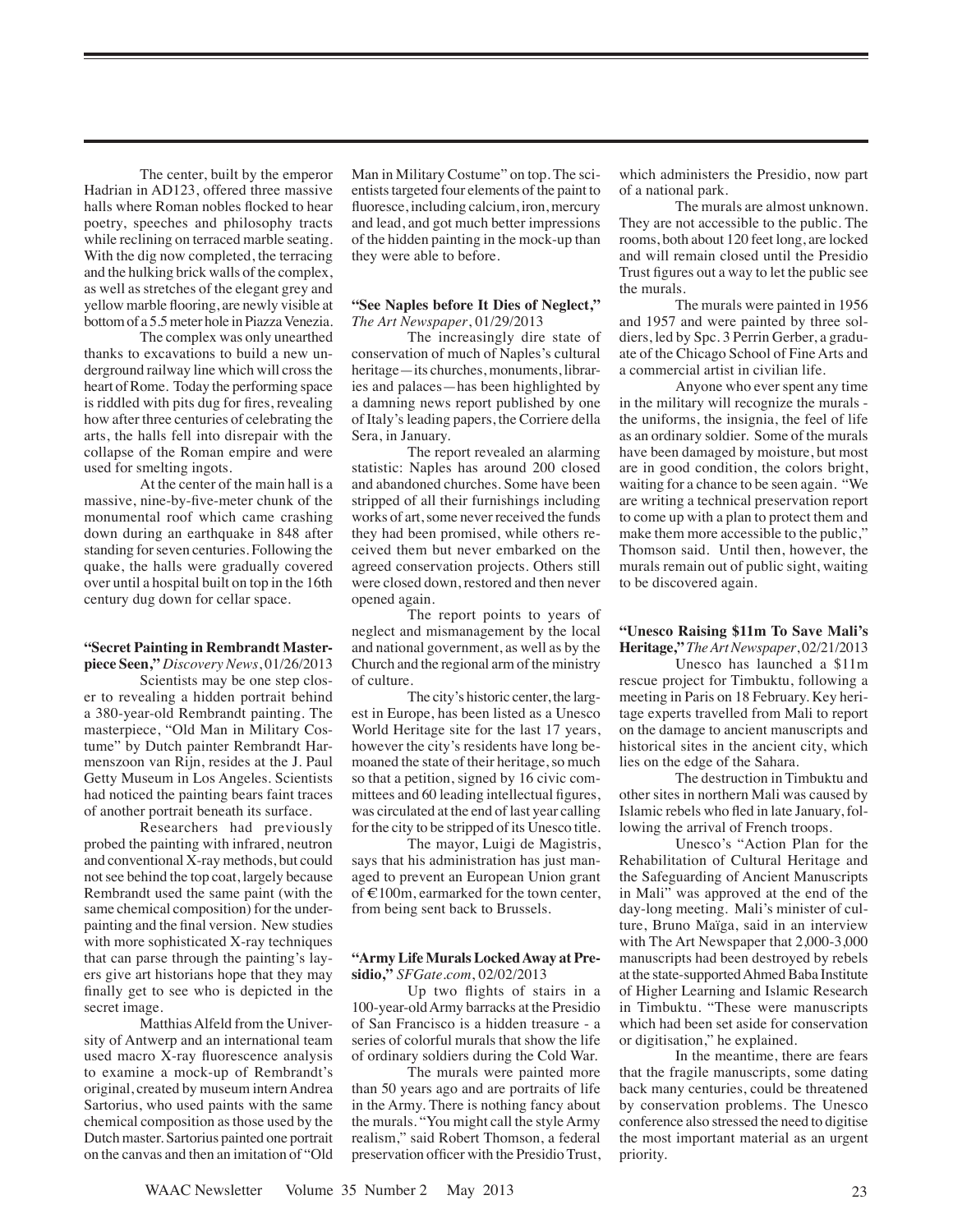The center, built by the emperor Hadrian in AD123, offered three massive halls where Roman nobles flocked to hear poetry, speeches and philosophy tracts while reclining on terraced marble seating. With the dig now completed, the terracing and the hulking brick walls of the complex, as well as stretches of the elegant grey and yellow marble flooring, are newly visible at bottom of a 5.5 meter hole in Piazza Venezia.

The complex was only unearthed thanks to excavations to build a new underground railway line which will cross the heart of Rome. Today the performing space is riddled with pits dug for fires, revealing how after three centuries of celebrating the arts, the halls fell into disrepair with the collapse of the Roman empire and were used for smelting ingots.

At the center of the main hall is a massive, nine-by-five-meter chunk of the monumental roof which came crashing down during an earthquake in 848 after standing for seven centuries. Following the quake, the halls were gradually covered over until a hospital built on top in the 16th century dug down for cellar space.

**"Secret Painting in Rembrandt Masterpiece Seen,"** *Discovery News*, 01/26/2013

Scientists may be one step closer to revealing a hidden portrait behind a 380-year-old Rembrandt painting. The masterpiece, "Old Man in Military Costume" by Dutch painter Rembrandt Harmenszoon van Rijn, resides at the J. Paul Getty Museum in Los Angeles. Scientists had noticed the painting bears faint traces of another portrait beneath its surface.

Researchers had previously probed the painting with infrared, neutron and conventional X-ray methods, but could not see behind the top coat, largely because Rembrandt used the same paint (with the same chemical composition) for the underpainting and the final version. New studies with more sophisticated X-ray techniques that can parse through the painting's layers give art historians hope that they may finally get to see who is depicted in the secret image.

Matthias Alfeld from the University of Antwerp and an international team used macro X-ray fluorescence analysis to examine a mock-up of Rembrandt's original, created by museum intern Andrea Sartorius, who used paints with the same chemical composition as those used by the Dutch master. Sartorius painted one portrait on the canvas and then an imitation of "Old Man in Military Costume" on top. The scientists targeted four elements of the paint to fluoresce, including calcium, iron, mercury and lead, and got much better impressions of the hidden painting in the mock-up than they were able to before.

**"See Naples before It Dies of Neglect,"** *The Art Newspaper*, 01/29/2013

The increasingly dire state of conservation of much of Naples's cultural heritage—its churches, monuments, libraries and palaces—has been highlighted by a damning news report published by one of Italy's leading papers, the Corriere della Sera, in January.

The report revealed an alarming statistic: Naples has around 200 closed and abandoned churches. Some have been stripped of all their furnishings including works of art, some never received the funds they had been promised, while others received them but never embarked on the agreed conservation projects. Others still were closed down, restored and then never opened again.

The report points to years of neglect and mismanagement by the local and national government, as well as by the Church and the regional arm of the ministry of culture.

The city's historic center, the largest in Europe, has been listed as a Unesco World Heritage site for the last 17 years, however the city's residents have long bemoaned the state of their heritage, so much so that a petition, signed by 16 civic committees and 60 leading intellectual figures, was circulated at the end of last year calling for the city to be stripped of its Unesco title.

The mayor, Luigi de Magistris, says that his administration has just managed to prevent an European Union grant of €100m, earmarked for the town center, from being sent back to Brussels.

**"Army Life Murals Locked Away at Presidio,"** *SFGate.com*, 02/02/2013

Up two flights of stairs in a 100-year-old Army barracks at the Presidio of San Francisco is a hidden treasure - a series of colorful murals that show the life of ordinary soldiers during the Cold War.

The murals were painted more than 50 years ago and are portraits of life in the Army. There is nothing fancy about the murals. "You might call the style Army realism," said Robert Thomson, a federal preservation officer with the Presidio Trust, which administers the Presidio, now part of a national park.

The murals are almost unknown. They are not accessible to the public. The rooms, both about 120 feet long, are locked and will remain closed until the Presidio Trust figures out a way to let the public see the murals.

The murals were painted in 1956 and 1957 and were painted by three soldiers, led by Spc. 3 Perrin Gerber, a graduate of the Chicago School of Fine Arts and a commercial artist in civilian life.

Anyone who ever spent any time in the military will recognize the murals - the uniforms, the insignia, the feel of life as an ordinary soldier. Some of the murals have been damaged by moisture, but most are in good condition, the colors bright, waiting for a chance to be seen again. "We are writing a technical preservation report to come up with a plan to protect them and make them more accessible to the public," Thomson said. Until then, however, the murals remain out of public sight, waiting to be discovered again.

**"Unesco Raising $11m To Save Mali's Heritage,"** *The Art Newspaper*, 02/21/2013

Unesco has launched a $11m rescue project for Timbuktu, following a meeting in Paris on 18 February. Key heritage experts travelled from Mali to report on the damage to ancient manuscripts and historical sites in the ancient city, which lies on the edge of the Sahara.

The destruction in Timbuktu and other sites in northern Mali was caused by Islamic rebels who fled in late January, following the arrival of French troops.

Unesco's "Action Plan for the Rehabilitation of Cultural Heritage and the Safeguarding of Ancient Manuscripts in Mali" was approved at the end of the day-long meeting. Mali's minister of culture, Bruno Maïga, said in an interview with The Art Newspaper that 2,000-3,000 manuscripts had been destroyed by rebels at the state-supported Ahmed Baba Institute of Higher Learning and Islamic Research in Timbuktu. "These were manuscripts which had been set aside for conservation or digitisation," he explained.

In the meantime, there are fears that the fragile manuscripts, some dating back many centuries, could be threatened by conservation problems. The Unesco conference also stressed the need to digitise the most important material as an urgent priority.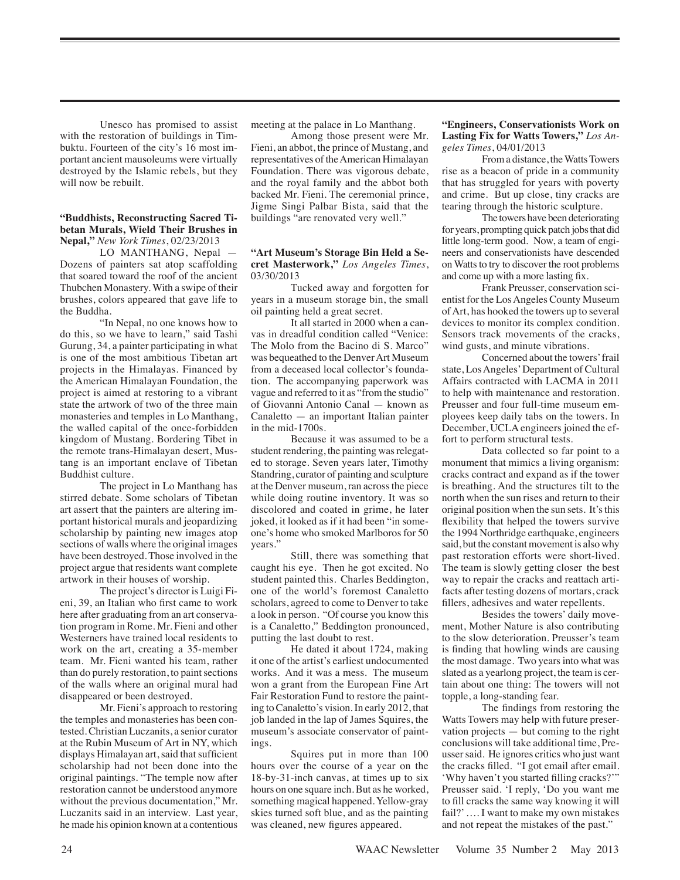Unesco has promised to assist with the restoration of buildings in Timbuktu. Fourteen of the city's 16 most important ancient mausoleums were virtually destroyed by the Islamic rebels, but they will now be rebuilt.

**"Buddhists, Reconstructing Sacred Tibetan Murals, Wield Their Brushes in Nepal,"** *New York Times*, 02/23/2013

LO MANTHANG, Nepal — Dozens of painters sat atop scaffolding that soared toward the roof of the ancient Thubchen Monastery. With a swipe of their brushes, colors appeared that gave life to the Buddha.

"In Nepal, no one knows how to do this, so we have to learn," said Tashi Gurung, 34, a painter participating in what is one of the most ambitious Tibetan art projects in the Himalayas. Financed by the American Himalayan Foundation, the project is aimed at restoring to a vibrant state the artwork of two of the three main monasteries and temples in Lo Manthang, the walled capital of the once-forbidden kingdom of Mustang. Bordering Tibet in the remote trans-Himalayan desert, Mustang is an important enclave of Tibetan Buddhist culture.

The project in Lo Manthang has stirred debate. Some scholars of Tibetan art assert that the painters are altering important historical murals and jeopardizing scholarship by painting new images atop sections of walls where the original images have been destroyed. Those involved in the project argue that residents want complete artwork in their houses of worship.

The project's director is Luigi Fieni, 39, an Italian who first came to work here after graduating from an art conservation program in Rome. Mr. Fieni and other Westerners have trained local residents to work on the art, creating a 35-member team. Mr. Fieni wanted his team, rather than do purely restoration, to paint sections of the walls where an original mural had disappeared or been destroyed.

Mr. Fieni's approach to restoring the temples and monasteries has been contested. Christian Luczanits, a senior curator at the Rubin Museum of Art in NY, which displays Himalayan art, said that sufficient scholarship had not been done into the original paintings. "The temple now after restoration cannot be understood anymore without the previous documentation," Mr. Luczanits said in an interview. Last year, he made his opinion known at a contentious meeting at the palace in Lo Manthang.

Among those present were Mr. Fieni, an abbot, the prince of Mustang, and representatives of the American Himalayan Foundation. There was vigorous debate, and the royal family and the abbot both backed Mr. Fieni. The ceremonial prince, Jigme Singi Palbar Bista, said that the buildings "are renovated very well."

**"Art Museum's Storage Bin Held a Secret Masterwork,"** *Los Angeles Times*, 03/30/2013

Tucked away and forgotten for years in a museum storage bin, the small oil painting held a great secret.

It all started in 2000 when a canvas in dreadful condition called "Venice: The Molo from the Bacino di S. Marco" was bequeathed to the Denver Art Museum from a deceased local collector's foundation. The accompanying paperwork was vague and referred to it as "from the studio" of Giovanni Antonio Canal — known as Canaletto — an important Italian painter in the mid-1700s.

Because it was assumed to be a student rendering, the painting was relegated to storage. Seven years later, Timothy Standring, curator of painting and sculpture at the Denver museum, ran across the piece while doing routine inventory. It was so discolored and coated in grime, he later joked, it looked as if it had been "in someone's home who smoked Marlboros for 50 years."

Still, there was something that caught his eye. Then he got excited. No student painted this. Charles Beddington, one of the world's foremost Canaletto scholars, agreed to come to Denver to take a look in person. "Of course you know this is a Canaletto," Beddington pronounced, putting the last doubt to rest.

He dated it about 1724, making it one of the artist's earliest undocumented works. And it was a mess. The museum won a grant from the European Fine Art Fair Restoration Fund to restore the painting to Canaletto's vision. In early 2012, that job landed in the lap of James Squires, the museum's associate conservator of paintings.

Squires put in more than 100 hours over the course of a year on the 18-by-31-inch canvas, at times up to six hours on one square inch. But as he worked, something magical happened. Yellow-gray skies turned soft blue, and as the painting was cleaned, new figures appeared.

**"Engineers, Conservationists Work on Lasting Fix for Watts Towers,"** *Los Angeles Times*, 04/01/2013

From a distance, the Watts Towers rise as a beacon of pride in a community that has struggled for years with poverty and crime. But up close, tiny cracks are tearing through the historic sculpture.

The towers have been deteriorating for years, prompting quick patch jobs that did little long-term good. Now, a team of engineers and conservationists have descended on Watts to try to discover the root problems and come up with a more lasting fix.

Frank Preusser, conservation scientist for the Los Angeles County Museum of Art, has hooked the towers up to several devices to monitor its complex condition. Sensors track movements of the cracks, wind gusts, and minute vibrations.

Concerned about the towers' frail state, Los Angeles' Department of Cultural Affairs contracted with LACMA in 2011 to help with maintenance and restoration. Preusser and four full-time museum employees keep daily tabs on the towers. In December, UCLA engineers joined the effort to perform structural tests.

Data collected so far point to a monument that mimics a living organism: cracks contract and expand as if the tower is breathing. And the structures tilt to the north when the sun rises and return to their original position when the sun sets. It's this flexibility that helped the towers survive the 1994 Northridge earthquake, engineers said, but the constant movement is also why past restoration efforts were short-lived. The team is slowly getting closer the best way to repair the cracks and reattach artifacts after testing dozens of mortars, crack fillers, adhesives and water repellents.

Besides the towers' daily movement, Mother Nature is also contributing to the slow deterioration. Preusser's team is finding that howling winds are causing the most damage. Two years into what was slated as a yearlong project, the team is certain about one thing: The towers will not topple, a long-standing fear.

The findings from restoring the Watts Towers may help with future preservation projects — but coming to the right conclusions will take additional time, Preusser said. He ignores critics who just want the cracks filled. "I got email after email. 'Why haven't you started filling cracks?'" Preusser said. 'I reply, 'Do you want me to fill cracks the same way knowing it will fail?' .... I want to make my own mistakes and not repeat the mistakes of the past."